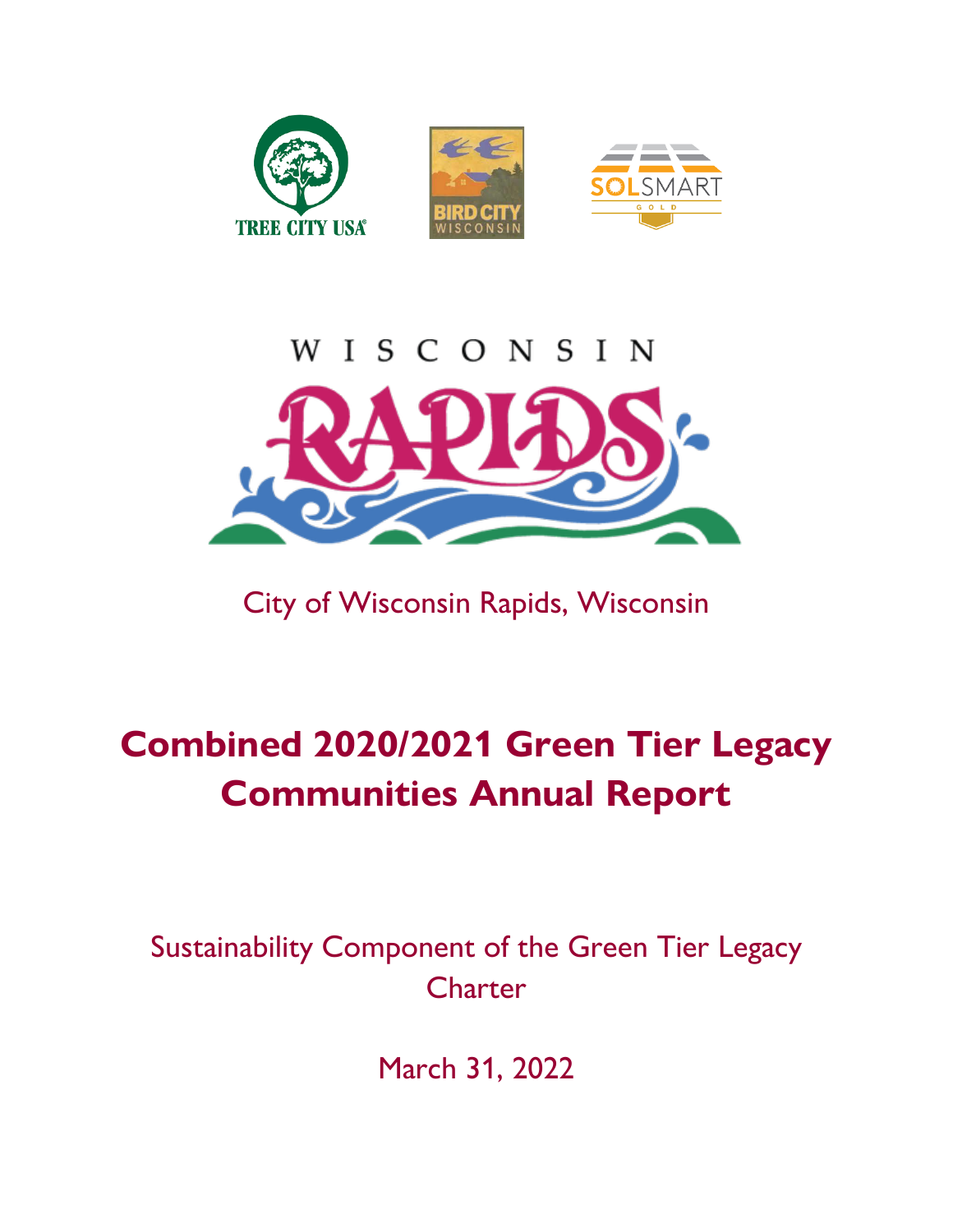TREE CITY USA

BIRD CITY WISCONSIN

SOLSMART GOLD

WISCONSIN RAPIDS

City of Wisconsin Rapids, Wisconsin

# Combined 2020/2021 Green Tier Legacy Communities Annual Report

Sustainability Component of the Green Tier Legacy Charter

March 31, 2022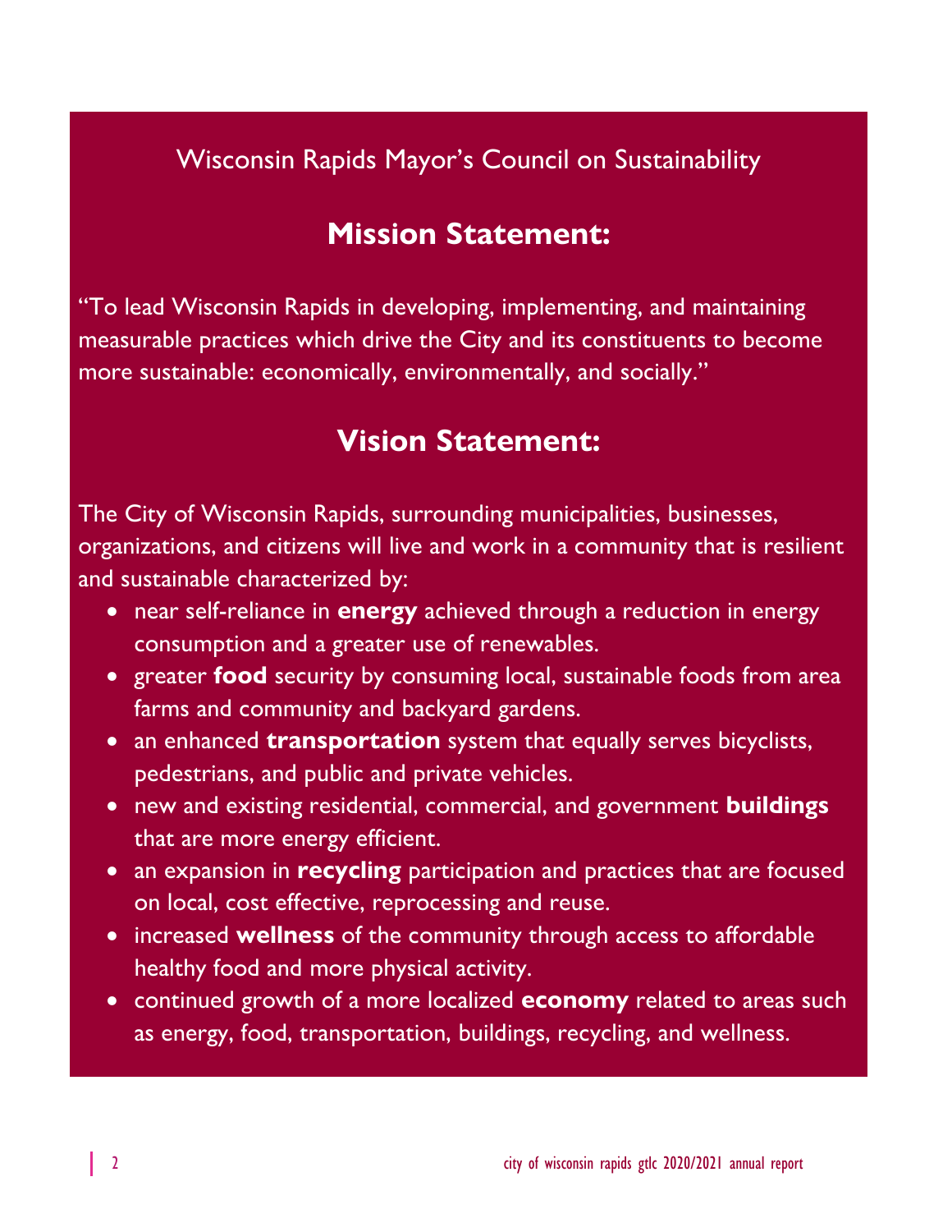Wisconsin Rapids Mayor's Council on Sustainability

## Mission Statement:

"To lead Wisconsin Rapids in developing, implementing, and maintaining measurable practices which drive the City and its constituents to become more sustainable: economically, environmentally, and socially."

## Vision Statement:

The City of Wisconsin Rapids, surrounding municipalities, businesses, organizations, and citizens will live and work in a community that is resilient and sustainable characterized by:

- near self-reliance in **energy** achieved through a reduction in energy consumption and a greater use of renewables.
- greater **food** security by consuming local, sustainable foods from area farms and community and backyard gardens.
- an enhanced **transportation** system that equally serves bicyclists, pedestrians, and public and private vehicles.
- new and existing residential, commercial, and government **buildings** that are more energy efficient.
- an expansion in **recycling** participation and practices that are focused on local, cost effective, reprocessing and reuse.
- increased **wellness** of the community through access to affordable healthy food and more physical activity.
- continued growth of a more localized **economy** related to areas such as energy, food, transportation, buildings, recycling, and wellness.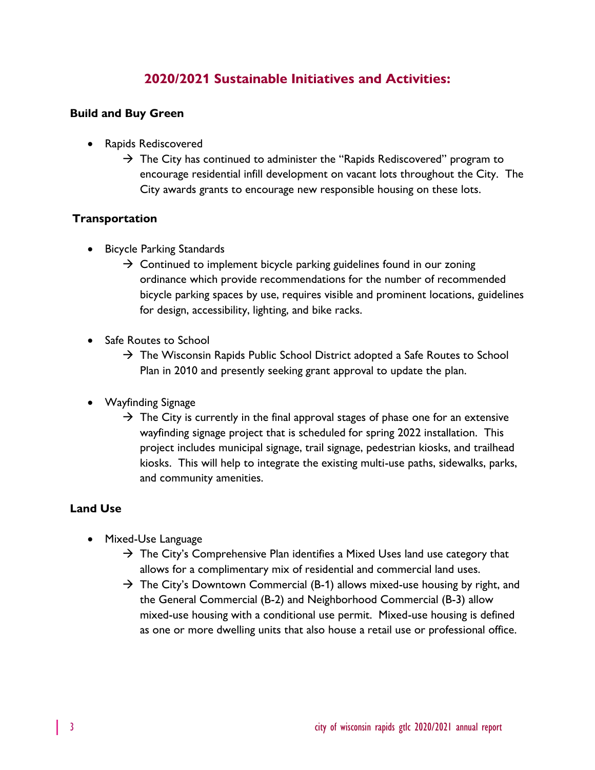## 2020/2021 Sustainable Initiatives and Activities:

### Build and Buy Green

- Rapids Rediscovered
  - → The City has continued to administer the "Rapids Rediscovered" program to encourage residential infill development on vacant lots throughout the City. The City awards grants to encourage new responsible housing on these lots.

### Transportation

- Bicycle Parking Standards
  - → Continued to implement bicycle parking guidelines found in our zoning ordinance which provide recommendations for the number of recommended bicycle parking spaces by use, requires visible and prominent locations, guidelines for design, accessibility, lighting, and bike racks.

- Safe Routes to School
  - → The Wisconsin Rapids Public School District adopted a Safe Routes to School Plan in 2010 and presently seeking grant approval to update the plan.

- Wayfinding Signage
  - → The City is currently in the final approval stages of phase one for an extensive wayfinding signage project that is scheduled for spring 2022 installation. This project includes municipal signage, trail signage, pedestrian kiosks, and trailhead kiosks. This will help to integrate the existing multi-use paths, sidewalks, parks, and community amenities.

### Land Use

- Mixed-Use Language
  - → The City's Comprehensive Plan identifies a Mixed Uses land use category that allows for a complimentary mix of residential and commercial land uses.
  - → The City's Downtown Commercial (B-1) allows mixed-use housing by right, and the General Commercial (B-2) and Neighborhood Commercial (B-3) allow mixed-use housing with a conditional use permit. Mixed-use housing is defined as one or more dwelling units that also house a retail use or professional office.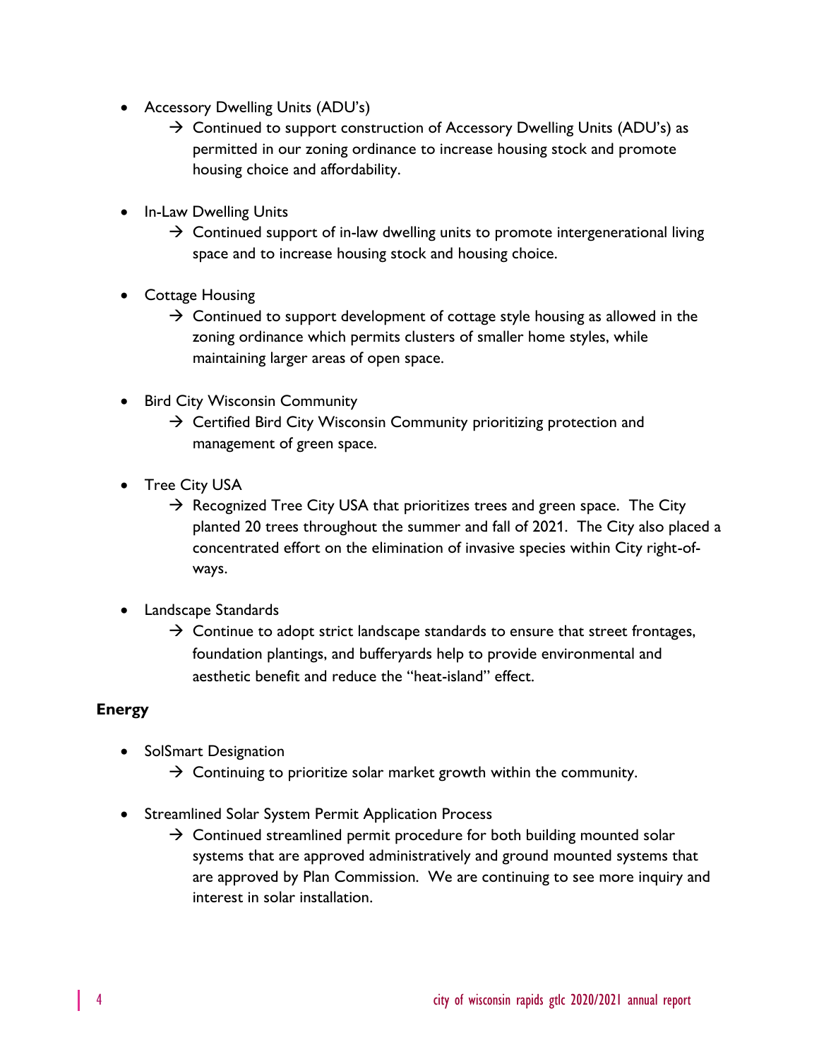- Accessory Dwelling Units (ADU's)
  - → Continued to support construction of Accessory Dwelling Units (ADU's) as permitted in our zoning ordinance to increase housing stock and promote housing choice and affordability.

- In-Law Dwelling Units
  - → Continued support of in-law dwelling units to promote intergenerational living space and to increase housing stock and housing choice.

- Cottage Housing
  - → Continued to support development of cottage style housing as allowed in the zoning ordinance which permits clusters of smaller home styles, while maintaining larger areas of open space.

- Bird City Wisconsin Community
  - → Certified Bird City Wisconsin Community prioritizing protection and management of green space.

- Tree City USA
  - → Recognized Tree City USA that prioritizes trees and green space. The City planted 20 trees throughout the summer and fall of 2021. The City also placed a concentrated effort on the elimination of invasive species within City right-of-ways.

- Landscape Standards
  - → Continue to adopt strict landscape standards to ensure that street frontages, foundation plantings, and bufferyards help to provide environmental and aesthetic benefit and reduce the "heat-island" effect.

**Energy**

- SolSmart Designation
  - → Continuing to prioritize solar market growth within the community.

- Streamlined Solar System Permit Application Process
  - → Continued streamlined permit procedure for both building mounted solar systems that are approved administratively and ground mounted systems that are approved by Plan Commission. We are continuing to see more inquiry and interest in solar installation.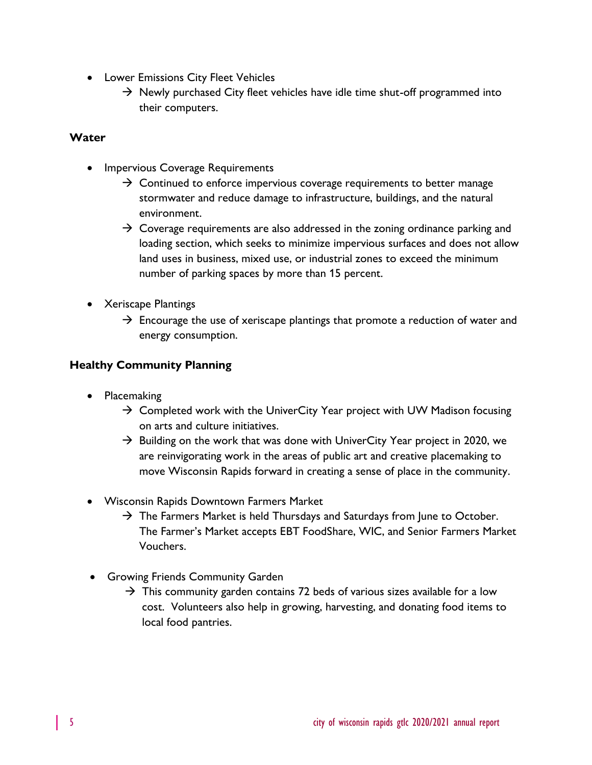- Lower Emissions City Fleet Vehicles
  - → Newly purchased City fleet vehicles have idle time shut-off programmed into their computers.

**Water**

- Impervious Coverage Requirements
  - → Continued to enforce impervious coverage requirements to better manage stormwater and reduce damage to infrastructure, buildings, and the natural environment.
  - → Coverage requirements are also addressed in the zoning ordinance parking and loading section, which seeks to minimize impervious surfaces and does not allow land uses in business, mixed use, or industrial zones to exceed the minimum number of parking spaces by more than 15 percent.

- Xeriscape Plantings
  - → Encourage the use of xeriscape plantings that promote a reduction of water and energy consumption.

**Healthy Community Planning**

- Placemaking
  - → Completed work with the UniverCity Year project with UW Madison focusing on arts and culture initiatives.
  - → Building on the work that was done with UniverCity Year project in 2020, we are reinvigorating work in the areas of public art and creative placemaking to move Wisconsin Rapids forward in creating a sense of place in the community.

- Wisconsin Rapids Downtown Farmers Market
  - → The Farmers Market is held Thursdays and Saturdays from June to October. The Farmer's Market accepts EBT FoodShare, WIC, and Senior Farmers Market Vouchers.

- Growing Friends Community Garden
  - → This community garden contains 72 beds of various sizes available for a low cost. Volunteers also help in growing, harvesting, and donating food items to local food pantries.